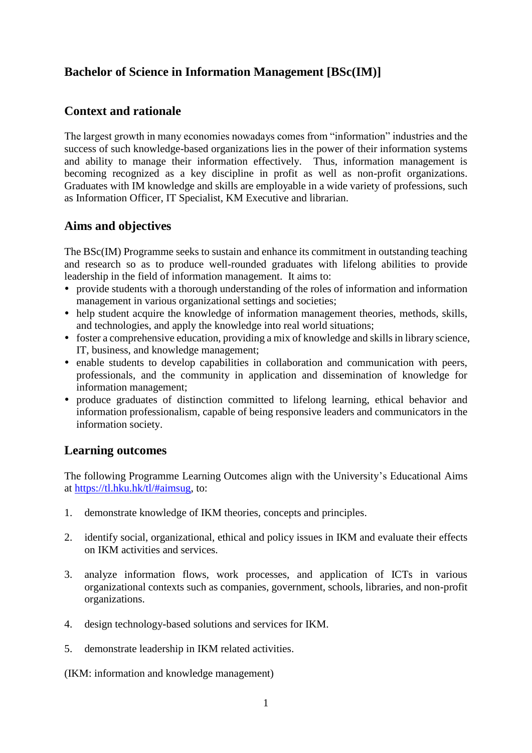# Bachelor of Science in Information Management [BSc(IM)]

## Context and rationale

The largest growth in many economies nowadays comes from "information" industries and the success of such knowledge-based organizations lies in the power of their information systems and ability to manage their information effectively. Thus, information management is becoming recognized as a key discipline in profit as well as non-profit organizations. Graduates with IM knowledge and skills are employable in a wide variety of professions, such as Information Officer, IT Specialist, KM Executive and librarian.

## Aims and objectives

The BSc(IM) Programme seeks to sustain and enhance its commitment in outstanding teaching and research so as to produce well-rounded graduates with lifelong abilities to provide leadership in the field of information management. It aims to:

- provide students with a thorough understanding of the roles of information and information management in various organizational settings and societies;
- help student acquire the knowledge of information management theories, methods, skills, and technologies, and apply the knowledge into real world situations;
- foster a comprehensive education, providing a mix of knowledge and skills in library science, IT, business, and knowledge management;
- enable students to develop capabilities in collaboration and communication with peers, professionals, and the community in application and dissemination of knowledge for information management;
- produce graduates of distinction committed to lifelong learning, ethical behavior and information professionalism, capable of being responsive leaders and communicators in the information society.

## Learning outcomes

The following Programme Learning Outcomes align with the University's Educational Aims at [https://tl.hku.hk/tl/#aimsug](https://tl.hku.hk/tl/#aimsug), to:

1. demonstrate knowledge of IKM theories, concepts and principles.
2. identify social, organizational, ethical and policy issues in IKM and evaluate their effects on IKM activities and services.
3. analyze information flows, work processes, and application of ICTs in various organizational contexts such as companies, government, schools, libraries, and non-profit organizations.
4. design technology-based solutions and services for IKM.
5. demonstrate leadership in IKM related activities.

(IKM: information and knowledge management)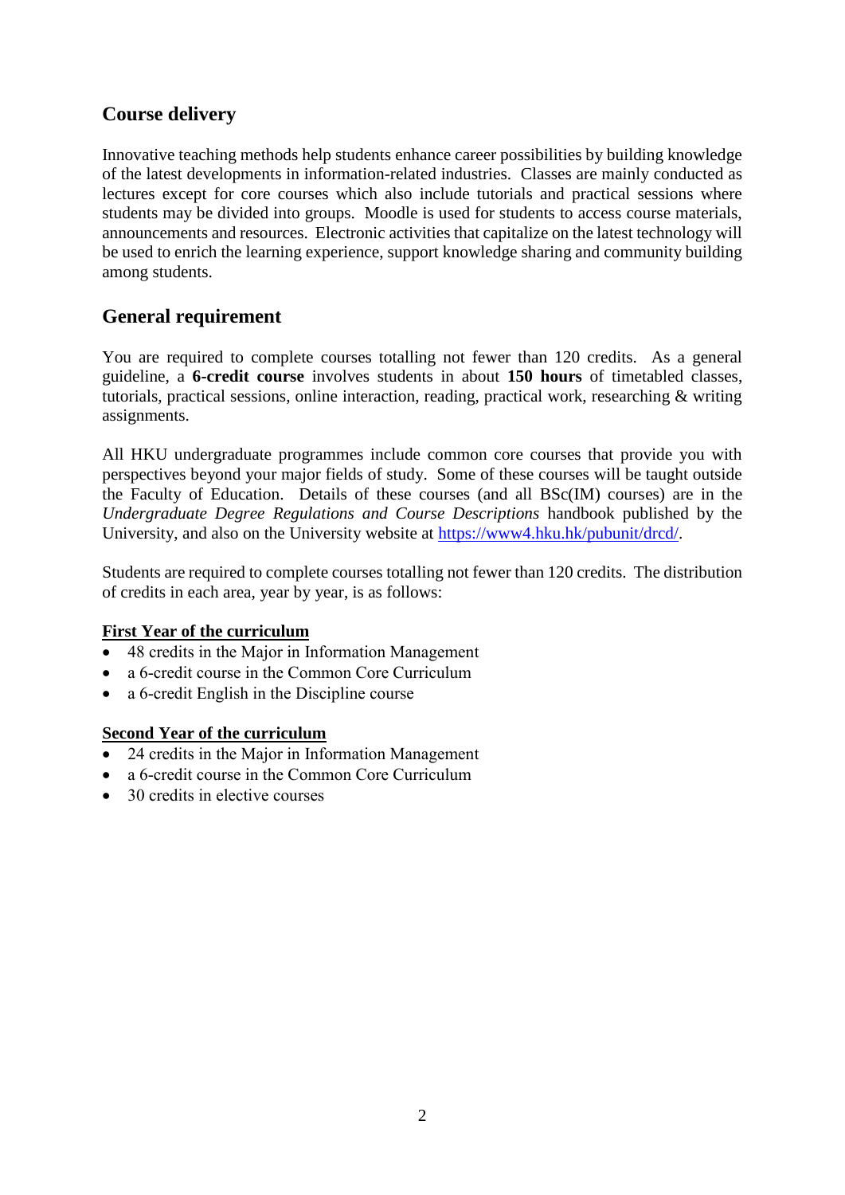## Course delivery

Innovative teaching methods help students enhance career possibilities by building knowledge of the latest developments in information-related industries. Classes are mainly conducted as lectures except for core courses which also include tutorials and practical sessions where students may be divided into groups. Moodle is used for students to access course materials, announcements and resources. Electronic activities that capitalize on the latest technology will be used to enrich the learning experience, support knowledge sharing and community building among students.

## General requirement

You are required to complete courses totalling not fewer than 120 credits. As a general guideline, a **6-credit course** involves students in about **150 hours** of timetabled classes, tutorials, practical sessions, online interaction, reading, practical work, researching & writing assignments.

All HKU undergraduate programmes include common core courses that provide you with perspectives beyond your major fields of study. Some of these courses will be taught outside the Faculty of Education. Details of these courses (and all BSc(IM) courses) are in the *Undergraduate Degree Regulations and Course Descriptions* handbook published by the University, and also on the University website at [https://www4.hku.hk/pubunit/drcd/](https://www4.hku.hk/pubunit/drcd/).

Students are required to complete courses totalling not fewer than 120 credits. The distribution of credits in each area, year by year, is as follows:

**First Year of the curriculum**

- 48 credits in the Major in Information Management
- a 6-credit course in the Common Core Curriculum
- a 6-credit English in the Discipline course

**Second Year of the curriculum**

- 24 credits in the Major in Information Management
- a 6-credit course in the Common Core Curriculum
- 30 credits in elective courses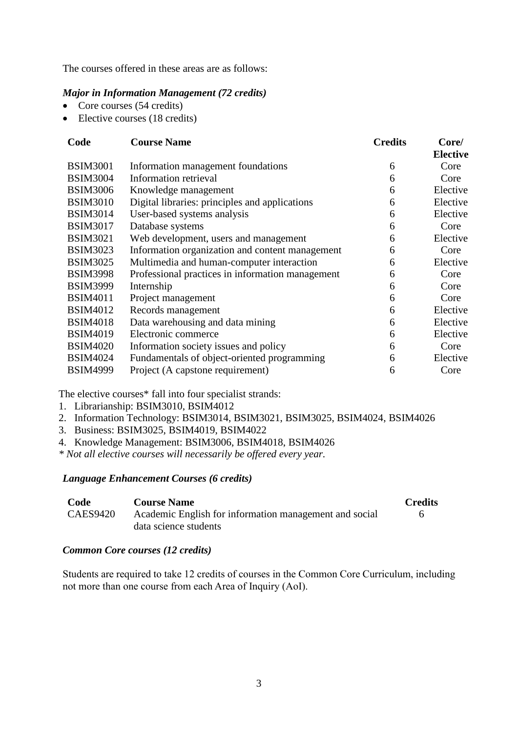The courses offered in these areas are as follows:

***Major in Information Management (72 credits)***

- Core courses (54 credits)
- Elective courses (18 credits)

| Code | Course Name | Credits | Core/ Elective |
|---|---|---|---|
| BSIM3001 | Information management foundations | 6 | Core |
| BSIM3004 | Information retrieval | 6 | Core |
| BSIM3006 | Knowledge management | 6 | Elective |
| BSIM3010 | Digital libraries: principles and applications | 6 | Elective |
| BSIM3014 | User-based systems analysis | 6 | Elective |
| BSIM3017 | Database systems | 6 | Core |
| BSIM3021 | Web development, users and management | 6 | Elective |
| BSIM3023 | Information organization and content management | 6 | Core |
| BSIM3025 | Multimedia and human-computer interaction | 6 | Elective |
| BSIM3998 | Professional practices in information management | 6 | Core |
| BSIM3999 | Internship | 6 | Core |
| BSIM4011 | Project management | 6 | Core |
| BSIM4012 | Records management | 6 | Elective |
| BSIM4018 | Data warehousing and data mining | 6 | Elective |
| BSIM4019 | Electronic commerce | 6 | Elective |
| BSIM4020 | Information society issues and policy | 6 | Core |
| BSIM4024 | Fundamentals of object-oriented programming | 6 | Elective |
| BSIM4999 | Project (A capstone requirement) | 6 | Core |

The elective courses* fall into four specialist strands:

1. Librarianship: BSIM3010, BSIM4012
2. Information Technology: BSIM3014, BSIM3021, BSIM3025, BSIM4024, BSIM4026
3. Business: BSIM3025, BSIM4019, BSIM4022
4. Knowledge Management: BSIM3006, BSIM4018, BSIM4026

*\* Not all elective courses will necessarily be offered every year.*

***Language Enhancement Courses (6 credits)***

| Code | Course Name | Credits |
|---|---|---|
| CAES9420 | Academic English for information management and social data science students | 6 |

***Common Core courses (12 credits)***

Students are required to take 12 credits of courses in the Common Core Curriculum, including not more than one course from each Area of Inquiry (AoI).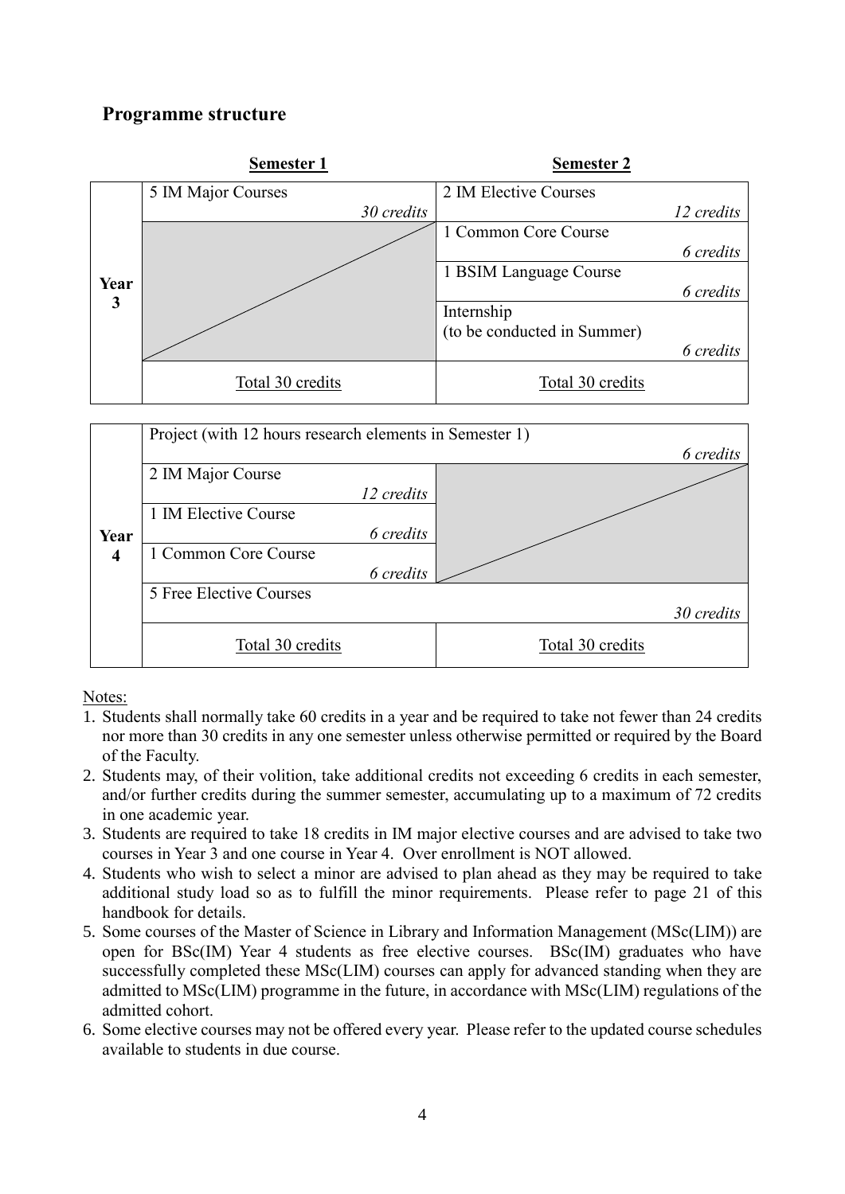## Programme structure

| | Semester 1 | Semester 2 |
|---|---|---|
| **Year 3** | 5 IM Major Courses *30 credits* | 2 IM Elective Courses *12 credits* |
| | | 1 Common Core Course *6 credits* |
| | | 1 BSIM Language Course *6 credits* |
| | | Internship (to be conducted in Summer) *6 credits* |
| | Total 30 credits | Total 30 credits |

| | Semester 1 | Semester 2 |
|---|---|---|
| **Year 4** | Project (with 12 hours research elements in Semester 1) *6 credits* | |
| | 2 IM Major Course *12 credits* | |
| | 1 IM Elective Course *6 credits* | |
| | 1 Common Core Course *6 credits* | |
| | 5 Free Elective Courses *30 credits* | |
| | Total 30 credits | Total 30 credits |

Notes:

1. Students shall normally take 60 credits in a year and be required to take not fewer than 24 credits nor more than 30 credits in any one semester unless otherwise permitted or required by the Board of the Faculty.
2. Students may, of their volition, take additional credits not exceeding 6 credits in each semester, and/or further credits during the summer semester, accumulating up to a maximum of 72 credits in one academic year.
3. Students are required to take 18 credits in IM major elective courses and are advised to take two courses in Year 3 and one course in Year 4. Over enrollment is NOT allowed.
4. Students who wish to select a minor are advised to plan ahead as they may be required to take additional study load so as to fulfill the minor requirements. Please refer to page 21 of this handbook for details.
5. Some courses of the Master of Science in Library and Information Management (MSc(LIM)) are open for BSc(IM) Year 4 students as free elective courses. BSc(IM) graduates who have successfully completed these MSc(LIM) courses can apply for advanced standing when they are admitted to MSc(LIM) programme in the future, in accordance with MSc(LIM) regulations of the admitted cohort.
6. Some elective courses may not be offered every year. Please refer to the updated course schedules available to students in due course.